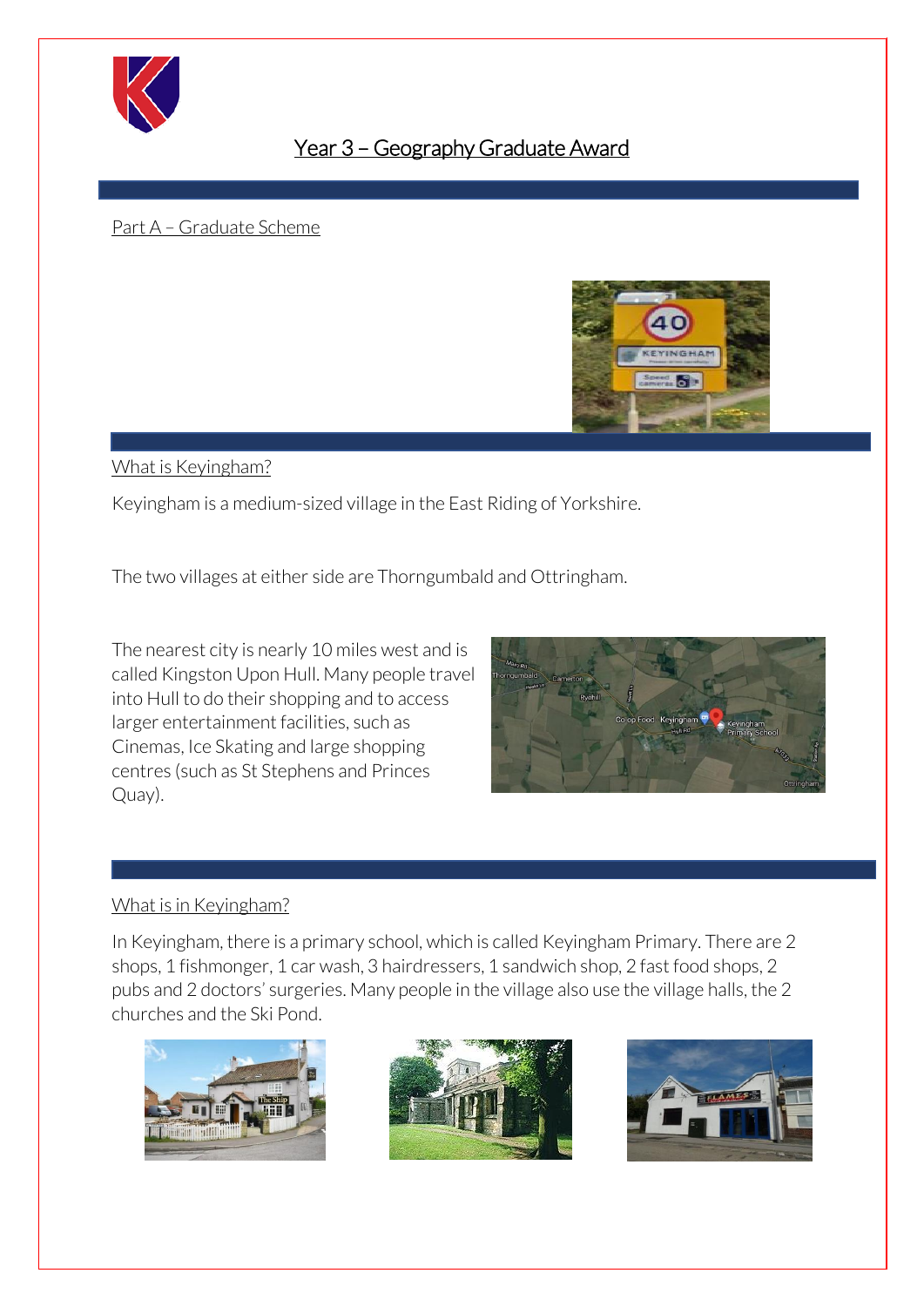# Year 3 – Geography Graduate Award

## Part A – Graduate Scheme

### What is Keyingham?

Keyingham is a medium-sized village in the East Riding of Yorkshire.

The two villages at either side are Thorngumbald and Ottringham.

The nearest city is nearly 10 miles west and is called Kingston Upon Hull. Many people travel into Hull to do their shopping and to access larger entertainment facilities, such as Cinemas, Ice Skating and large shopping centres (such as St Stephens and Princes Quay).

### What is in Keyingham?

In Keyingham, there is a primary school, which is called Keyingham Primary. There are 2 shops, 1 fishmonger, 1 car wash, 3 hairdressers, 1 sandwich shop, 2 fast food shops, 2 pubs and 2 doctors' surgeries. Many people in the village also use the village halls, the 2 churches and the Ski Pond.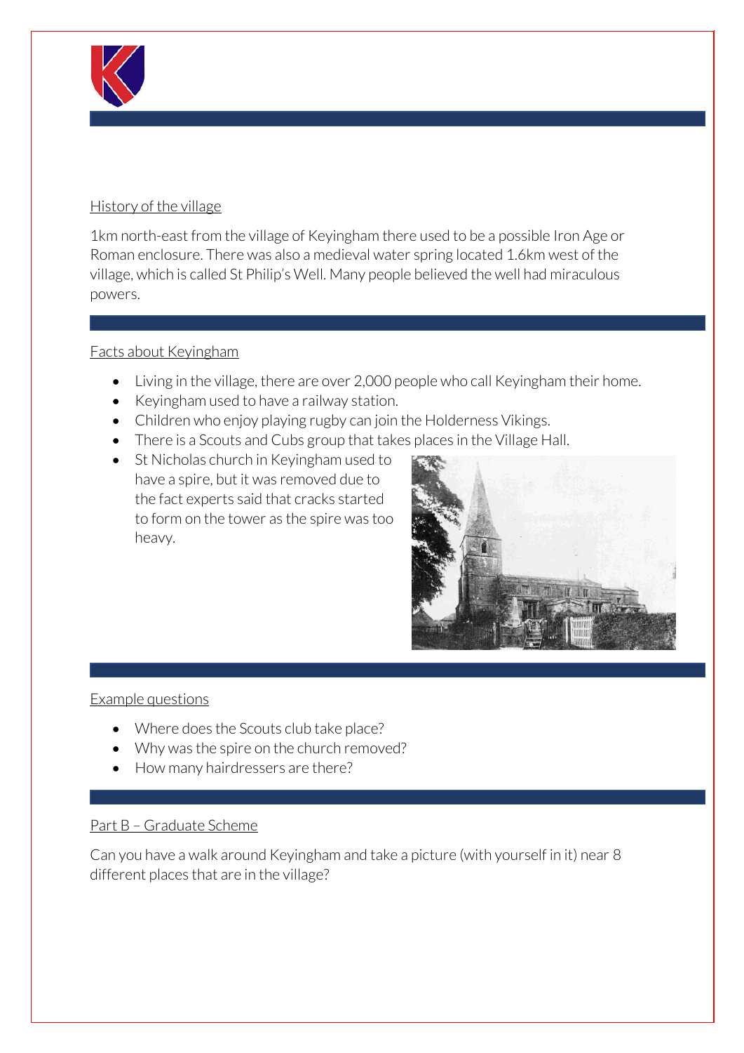## History of the village

1km north-east from the village of Keyingham there used to be a possible Iron Age or Roman enclosure. There was also a medieval water spring located 1.6km west of the village, which is called St Philip's Well. Many people believed the well had miraculous powers.

## Facts about Keyingham

- Living in the village, there are over 2,000 people who call Keyingham their home.
- Keyingham used to have a railway station.
- Children who enjoy playing rugby can join the Holderness Vikings.
- There is a Scouts and Cubs group that takes places in the Village Hall.
- St Nicholas church in Keyingham used to have a spire, but it was removed due to the fact experts said that cracks started to form on the tower as the spire was too heavy.

## Example questions

- Where does the Scouts club take place?
- Why was the spire on the church removed?
- How many hairdressers are there?

## Part B – Graduate Scheme

Can you have a walk around Keyingham and take a picture (with yourself in it) near 8 different places that are in the village?